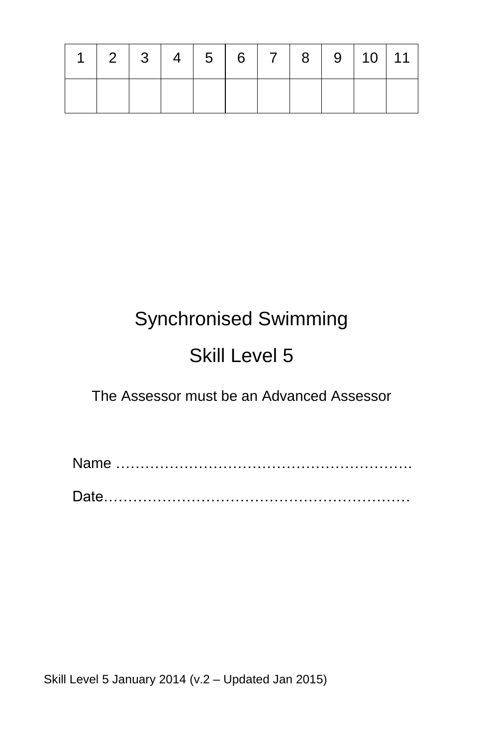| 1 | 2 | 3 | 4 | 5 | 6 | 7 | 8 | 9 | 10 | 11 |
|---|---|---|---|---|---|---|---|---|---|---|
| | | | | | | | | | | |

# Synchronised Swimming

## Skill Level 5

The Assessor must be an Advanced Assessor

Name …………………………………………………….

Date………………………………………………………

Skill Level 5 January 2014 (v.2 – Updated Jan 2015)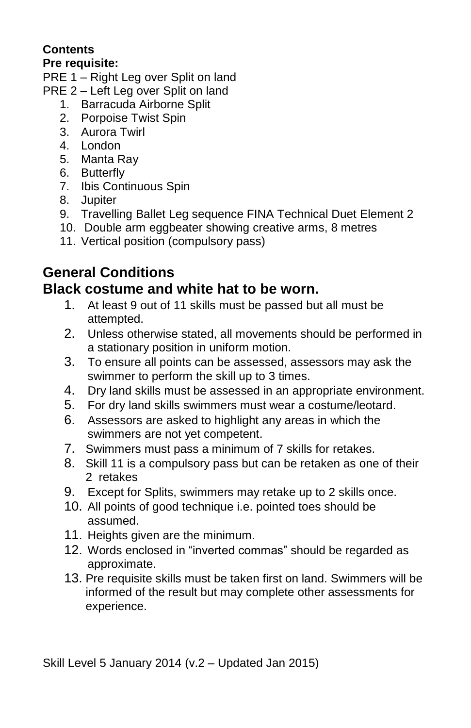**Contents**

**Pre requisite:**

PRE 1 – Right Leg over Split on land

PRE 2 – Left Leg over Split on land

1. Barracuda Airborne Split
2. Porpoise Twist Spin
3. Aurora Twirl
4. London
5. Manta Ray
6. Butterfly
7. Ibis Continuous Spin
8. Jupiter
9. Travelling Ballet Leg sequence FINA Technical Duet Element 2
10. Double arm eggbeater showing creative arms, 8 metres
11. Vertical position (compulsory pass)

## General Conditions

## Black costume and white hat to be worn.

1. At least 9 out of 11 skills must be passed but all must be attempted.
2. Unless otherwise stated, all movements should be performed in a stationary position in uniform motion.
3. To ensure all points can be assessed, assessors may ask the swimmer to perform the skill up to 3 times.
4. Dry land skills must be assessed in an appropriate environment.
5. For dry land skills swimmers must wear a costume/leotard.
6. Assessors are asked to highlight any areas in which the swimmers are not yet competent.
7. Swimmers must pass a minimum of 7 skills for retakes.
8. Skill 11 is a compulsory pass but can be retaken as one of their 2 retakes
9. Except for Splits, swimmers may retake up to 2 skills once.
10. All points of good technique i.e. pointed toes should be assumed.
11. Heights given are the minimum.
12. Words enclosed in "inverted commas" should be regarded as approximate.
13. Pre requisite skills must be taken first on land. Swimmers will be informed of the result but may complete other assessments for experience.

Skill Level 5 January 2014 (v.2 – Updated Jan 2015)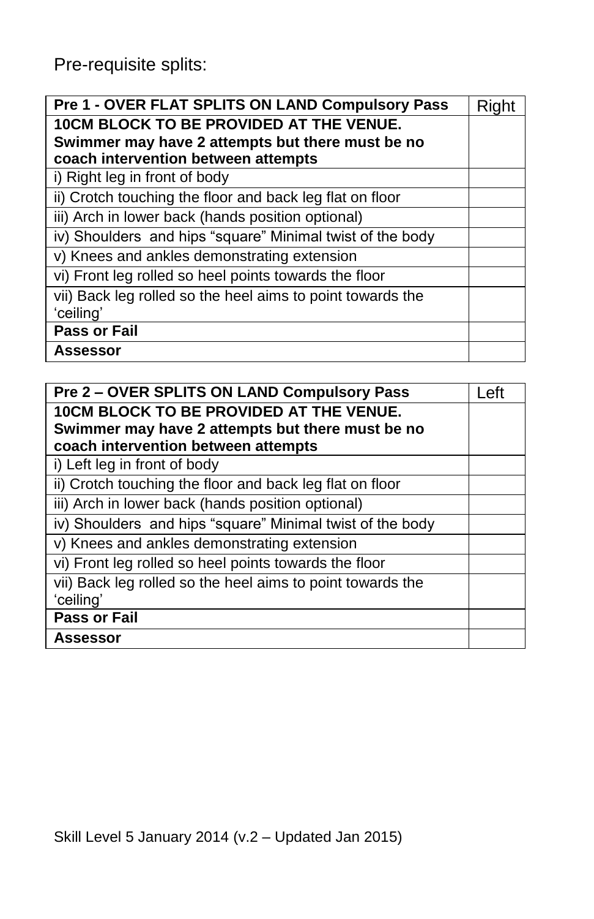Pre-requisite splits:

| Pre 1 - OVER FLAT SPLITS ON LAND Compulsory Pass | Right |
| --- | --- |
| **10CM BLOCK TO BE PROVIDED AT THE VENUE. Swimmer may have 2 attempts but there must be no coach intervention between attempts** | |
| i) Right leg in front of body | |
| ii) Crotch touching the floor and back leg flat on floor | |
| iii) Arch in lower back (hands position optional) | |
| iv) Shoulders and hips "square" Minimal twist of the body | |
| v) Knees and ankles demonstrating extension | |
| vi) Front leg rolled so heel points towards the floor | |
| vii) Back leg rolled so the heel aims to point towards the 'ceiling' | |
| **Pass or Fail** | |
| **Assessor** | |

| Pre 2 – OVER SPLITS ON LAND Compulsory Pass | Left |
| --- | --- |
| **10CM BLOCK TO BE PROVIDED AT THE VENUE. Swimmer may have 2 attempts but there must be no coach intervention between attempts** | |
| i) Left leg in front of body | |
| ii) Crotch touching the floor and back leg flat on floor | |
| iii) Arch in lower back (hands position optional) | |
| iv) Shoulders and hips "square" Minimal twist of the body | |
| v) Knees and ankles demonstrating extension | |
| vi) Front leg rolled so heel points towards the floor | |
| vii) Back leg rolled so the heel aims to point towards the 'ceiling' | |
| **Pass or Fail** | |
| **Assessor** | |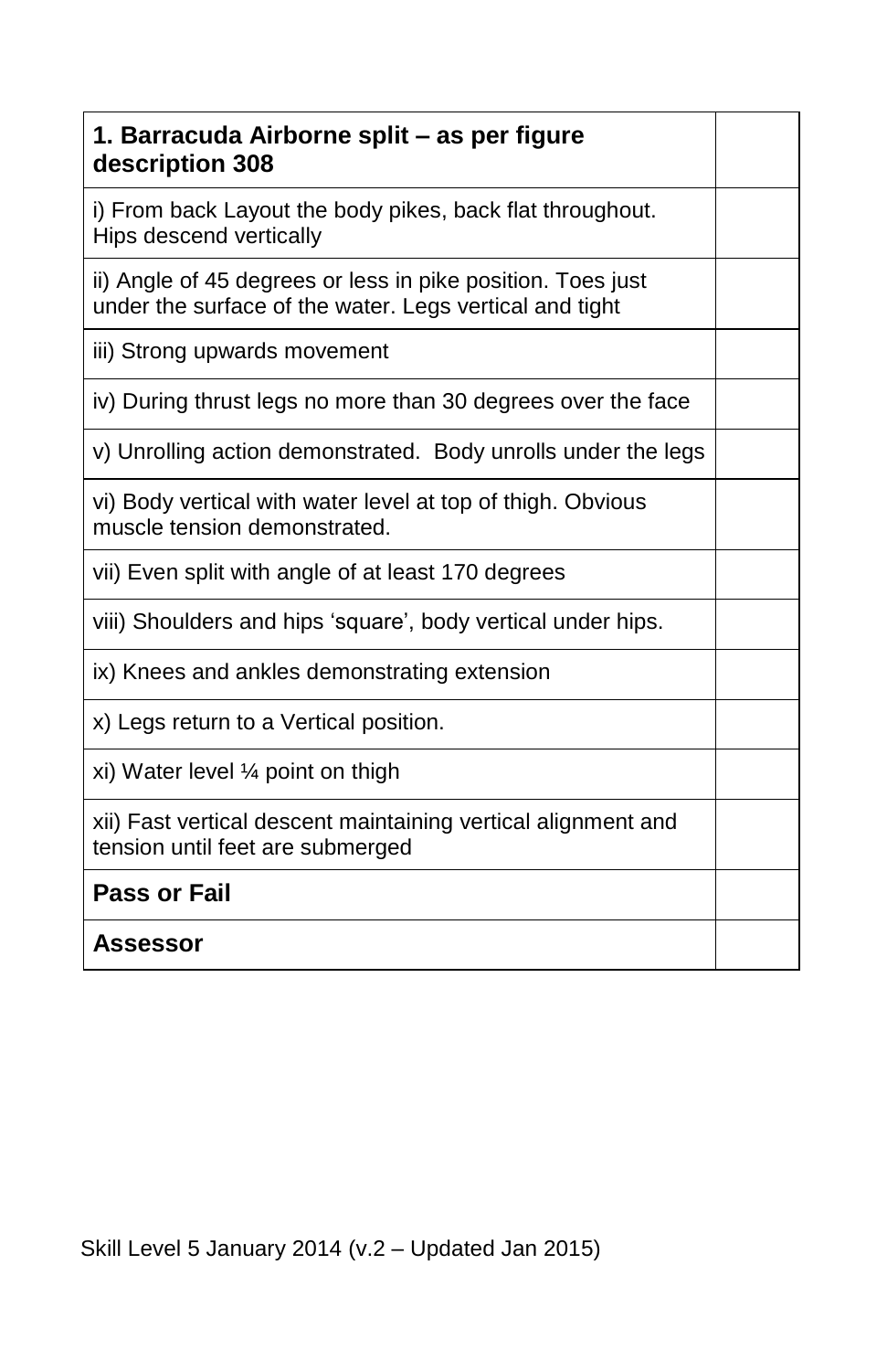| **1. Barracuda Airborne split – as per figure description 308** | |
|---|---|
| i) From back Layout the body pikes, back flat throughout. Hips descend vertically | |
| ii) Angle of 45 degrees or less in pike position. Toes just under the surface of the water. Legs vertical and tight | |
| iii) Strong upwards movement | |
| iv) During thrust legs no more than 30 degrees over the face | |
| v) Unrolling action demonstrated. Body unrolls under the legs | |
| vi) Body vertical with water level at top of thigh. Obvious muscle tension demonstrated. | |
| vii) Even split with angle of at least 170 degrees | |
| viii) Shoulders and hips 'square', body vertical under hips. | |
| ix) Knees and ankles demonstrating extension | |
| x) Legs return to a Vertical position. | |
| xi) Water level ¼ point on thigh | |
| xii) Fast vertical descent maintaining vertical alignment and tension until feet are submerged | |
| **Pass or Fail** | |
| **Assessor** | |

Skill Level 5 January 2014 (v.2 – Updated Jan 2015)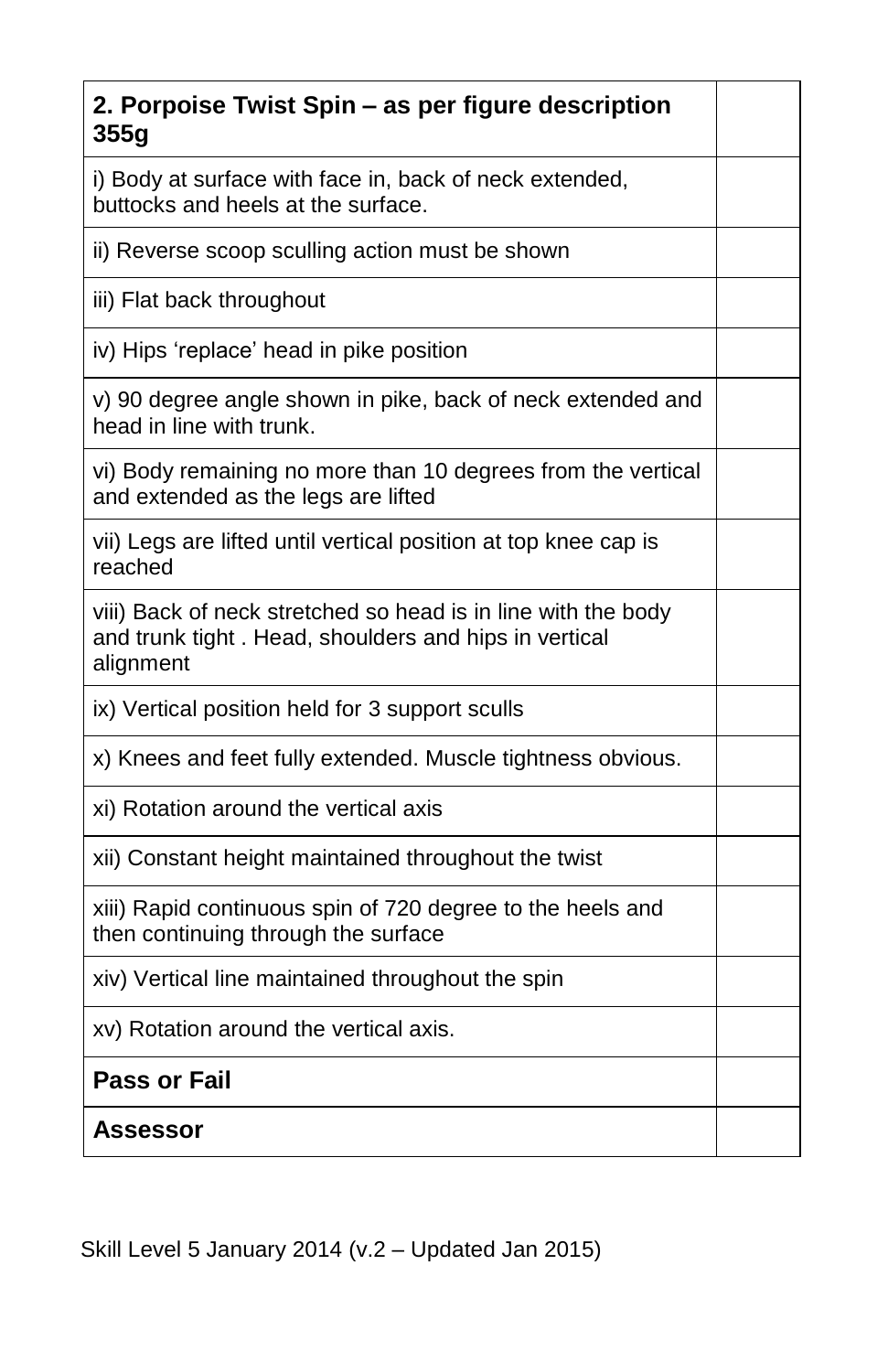| **2. Porpoise Twist Spin – as per figure description 355g** | |
| --- | --- |
| i) Body at surface with face in, back of neck extended, buttocks and heels at the surface. | |
| ii) Reverse scoop sculling action must be shown | |
| iii) Flat back throughout | |
| iv) Hips 'replace' head in pike position | |
| v) 90 degree angle shown in pike, back of neck extended and head in line with trunk. | |
| vi) Body remaining no more than 10 degrees from the vertical and extended as the legs are lifted | |
| vii) Legs are lifted until vertical position at top knee cap is reached | |
| viii) Back of neck stretched so head is in line with the body and trunk tight . Head, shoulders and hips in vertical alignment | |
| ix) Vertical position held for 3 support sculls | |
| x) Knees and feet fully extended. Muscle tightness obvious. | |
| xi) Rotation around the vertical axis | |
| xii) Constant height maintained throughout the twist | |
| xiii) Rapid continuous spin of 720 degree to the heels and then continuing through the surface | |
| xiv) Vertical line maintained throughout the spin | |
| xv) Rotation around the vertical axis. | |
| **Pass or Fail** | |
| **Assessor** | |

Skill Level 5 January 2014 (v.2 – Updated Jan 2015)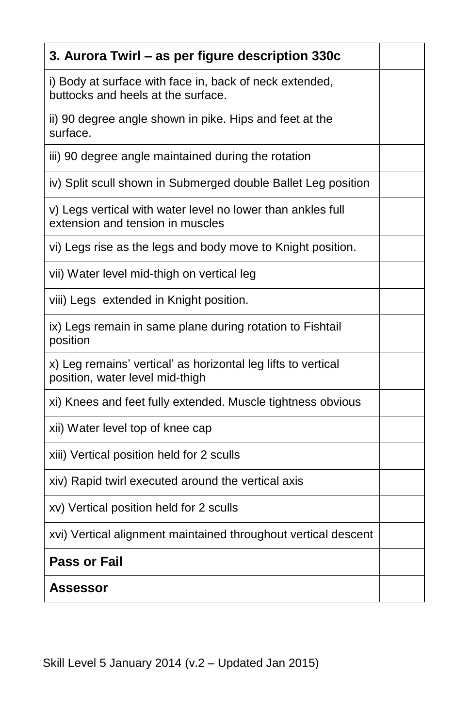| **3. Aurora Twirl – as per figure description 330c** | |
|---|---|
| i) Body at surface with face in, back of neck extended, buttocks and heels at the surface. | |
| ii) 90 degree angle shown in pike. Hips and feet at the surface. | |
| iii) 90 degree angle maintained during the rotation | |
| iv) Split scull shown in Submerged double Ballet Leg position | |
| v) Legs vertical with water level no lower than ankles full extension and tension in muscles | |
| vi) Legs rise as the legs and body move to Knight position. | |
| vii) Water level mid-thigh on vertical leg | |
| viii) Legs extended in Knight position. | |
| ix) Legs remain in same plane during rotation to Fishtail position | |
| x) Leg remains' vertical' as horizontal leg lifts to vertical position, water level mid-thigh | |
| xi) Knees and feet fully extended. Muscle tightness obvious | |
| xii) Water level top of knee cap | |
| xiii) Vertical position held for 2 sculls | |
| xiv) Rapid twirl executed around the vertical axis | |
| xv) Vertical position held for 2 sculls | |
| xvi) Vertical alignment maintained throughout vertical descent | |
| **Pass or Fail** | |
| **Assessor** | |

Skill Level 5 January 2014 (v.2 – Updated Jan 2015)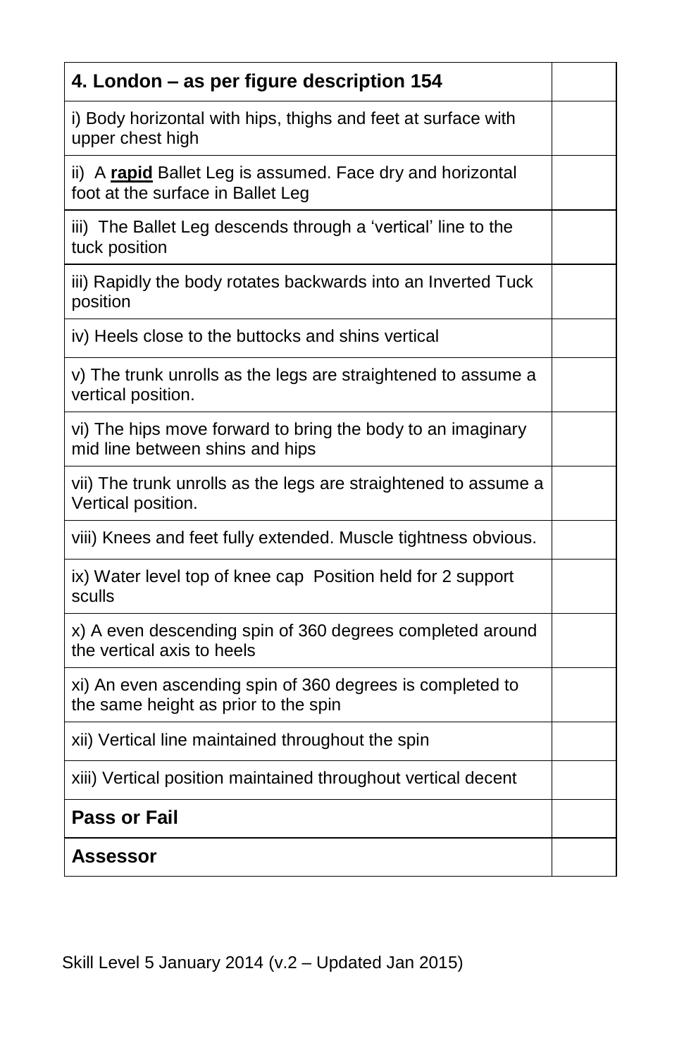| 4. London – as per figure description 154 | |
|---|---|
| i) Body horizontal with hips, thighs and feet at surface with upper chest high | |
| ii) A **rapid** Ballet Leg is assumed. Face dry and horizontal foot at the surface in Ballet Leg | |
| iii) The Ballet Leg descends through a 'vertical' line to the tuck position | |
| iii) Rapidly the body rotates backwards into an Inverted Tuck position | |
| iv) Heels close to the buttocks and shins vertical | |
| v) The trunk unrolls as the legs are straightened to assume a vertical position. | |
| vi) The hips move forward to bring the body to an imaginary mid line between shins and hips | |
| vii) The trunk unrolls as the legs are straightened to assume a Vertical position. | |
| viii) Knees and feet fully extended. Muscle tightness obvious. | |
| ix) Water level top of knee cap Position held for 2 support sculls | |
| x) A even descending spin of 360 degrees completed around the vertical axis to heels | |
| xi) An even ascending spin of 360 degrees is completed to the same height as prior to the spin | |
| xii) Vertical line maintained throughout the spin | |
| xiii) Vertical position maintained throughout vertical decent | |
| **Pass or Fail** | |
| **Assessor** | |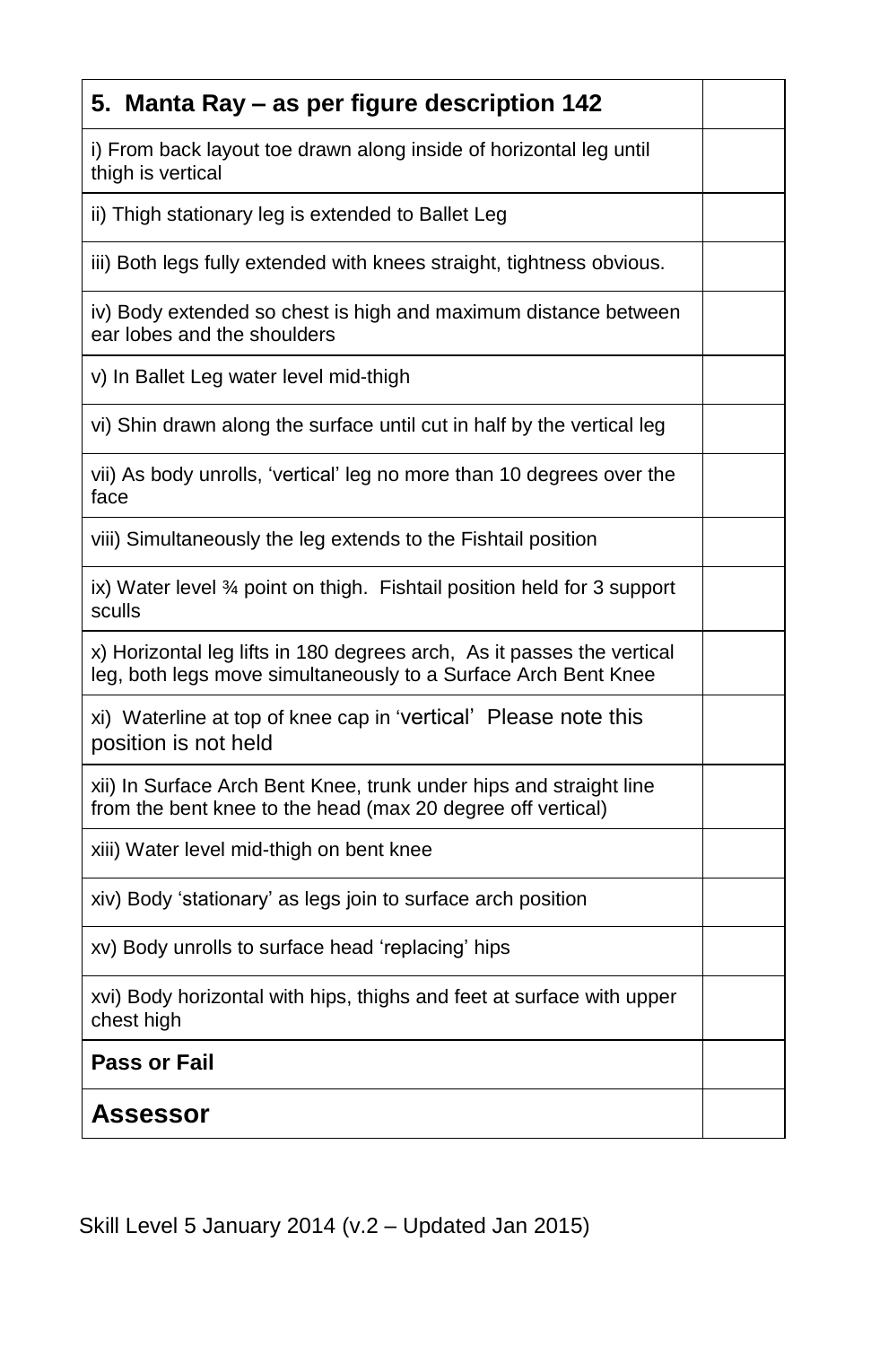| 5. Manta Ray – as per figure description 142 | |
|---|---|
| i) From back layout toe drawn along inside of horizontal leg until thigh is vertical | |
| ii) Thigh stationary leg is extended to Ballet Leg | |
| iii) Both legs fully extended with knees straight, tightness obvious. | |
| iv) Body extended so chest is high and maximum distance between ear lobes and the shoulders | |
| v) In Ballet Leg water level mid-thigh | |
| vi) Shin drawn along the surface until cut in half by the vertical leg | |
| vii) As body unrolls, 'vertical' leg no more than 10 degrees over the face | |
| viii) Simultaneously the leg extends to the Fishtail position | |
| ix) Water level ¾ point on thigh. Fishtail position held for 3 support sculls | |
| x) Horizontal leg lifts in 180 degrees arch, As it passes the vertical leg, both legs move simultaneously to a Surface Arch Bent Knee | |
| xi) Waterline at top of knee cap in 'vertical' Please note this position is not held | |
| xii) In Surface Arch Bent Knee, trunk under hips and straight line from the bent knee to the head (max 20 degree off vertical) | |
| xiii) Water level mid-thigh on bent knee | |
| xiv) Body 'stationary' as legs join to surface arch position | |
| xv) Body unrolls to surface head 'replacing' hips | |
| xvi) Body horizontal with hips, thighs and feet at surface with upper chest high | |
| **Pass or Fail** | |
| **Assessor** | |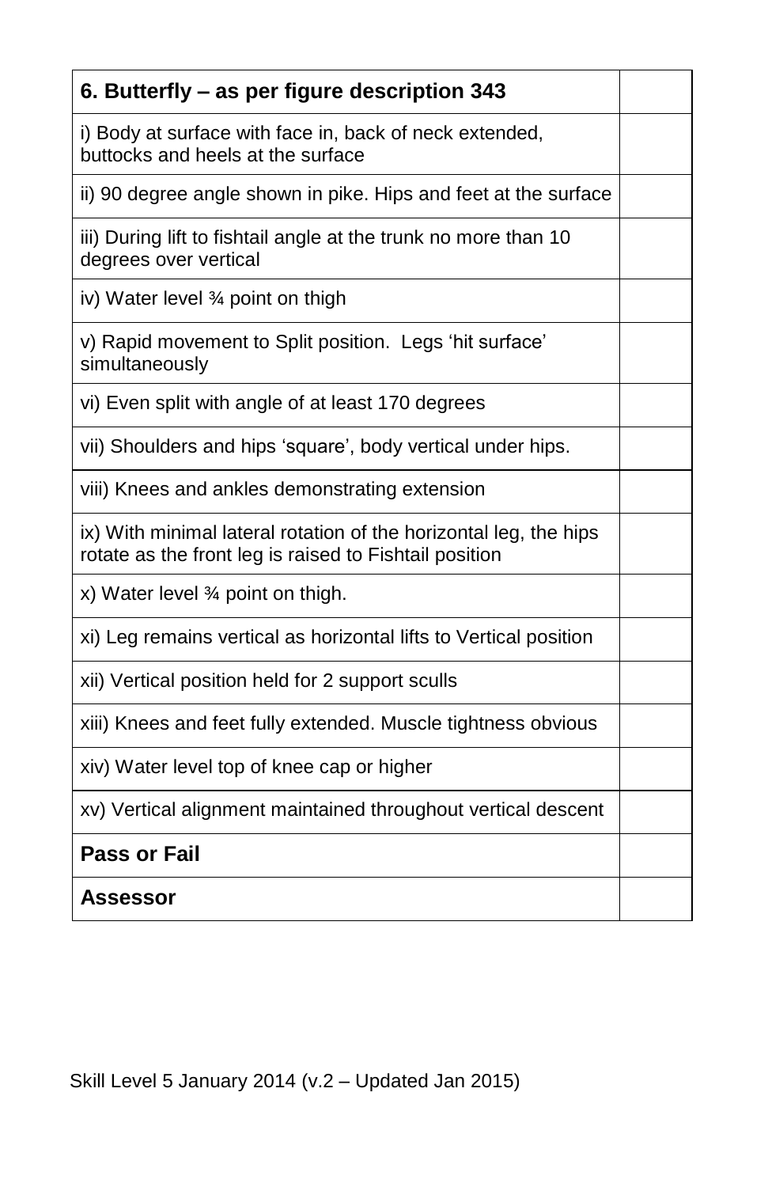| **6. Butterfly – as per figure description 343** | |
|---|---|
| i) Body at surface with face in, back of neck extended, buttocks and heels at the surface | |
| ii) 90 degree angle shown in pike. Hips and feet at the surface | |
| iii) During lift to fishtail angle at the trunk no more than 10 degrees over vertical | |
| iv) Water level ¾ point on thigh | |
| v) Rapid movement to Split position. Legs 'hit surface' simultaneously | |
| vi) Even split with angle of at least 170 degrees | |
| vii) Shoulders and hips 'square', body vertical under hips. | |
| viii) Knees and ankles demonstrating extension | |
| ix) With minimal lateral rotation of the horizontal leg, the hips rotate as the front leg is raised to Fishtail position | |
| x) Water level ¾ point on thigh. | |
| xi) Leg remains vertical as horizontal lifts to Vertical position | |
| xii) Vertical position held for 2 support sculls | |
| xiii) Knees and feet fully extended. Muscle tightness obvious | |
| xiv) Water level top of knee cap or higher | |
| xv) Vertical alignment maintained throughout vertical descent | |
| **Pass or Fail** | |
| **Assessor** | |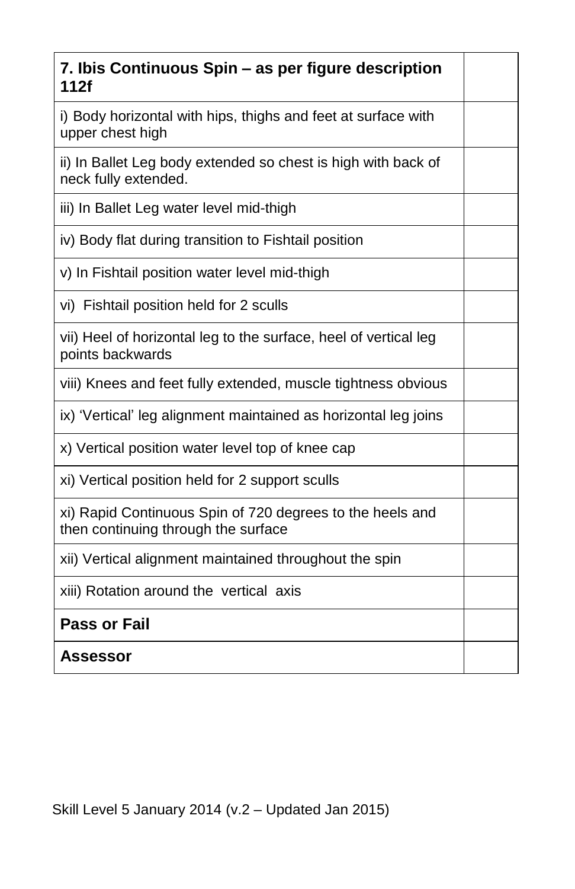| 7. Ibis Continuous Spin – as per figure description 112f | |
|---|---|
| i) Body horizontal with hips, thighs and feet at surface with upper chest high | |
| ii) In Ballet Leg body extended so chest is high with back of neck fully extended. | |
| iii) In Ballet Leg water level mid-thigh | |
| iv) Body flat during transition to Fishtail position | |
| v) In Fishtail position water level mid-thigh | |
| vi) Fishtail position held for 2 sculls | |
| vii) Heel of horizontal leg to the surface, heel of vertical leg points backwards | |
| viii) Knees and feet fully extended, muscle tightness obvious | |
| ix) 'Vertical' leg alignment maintained as horizontal leg joins | |
| x) Vertical position water level top of knee cap | |
| xi) Vertical position held for 2 support sculls | |
| xi) Rapid Continuous Spin of 720 degrees to the heels and then continuing through the surface | |
| xii) Vertical alignment maintained throughout the spin | |
| xiii) Rotation around the vertical axis | |
| **Pass or Fail** | |
| **Assessor** | |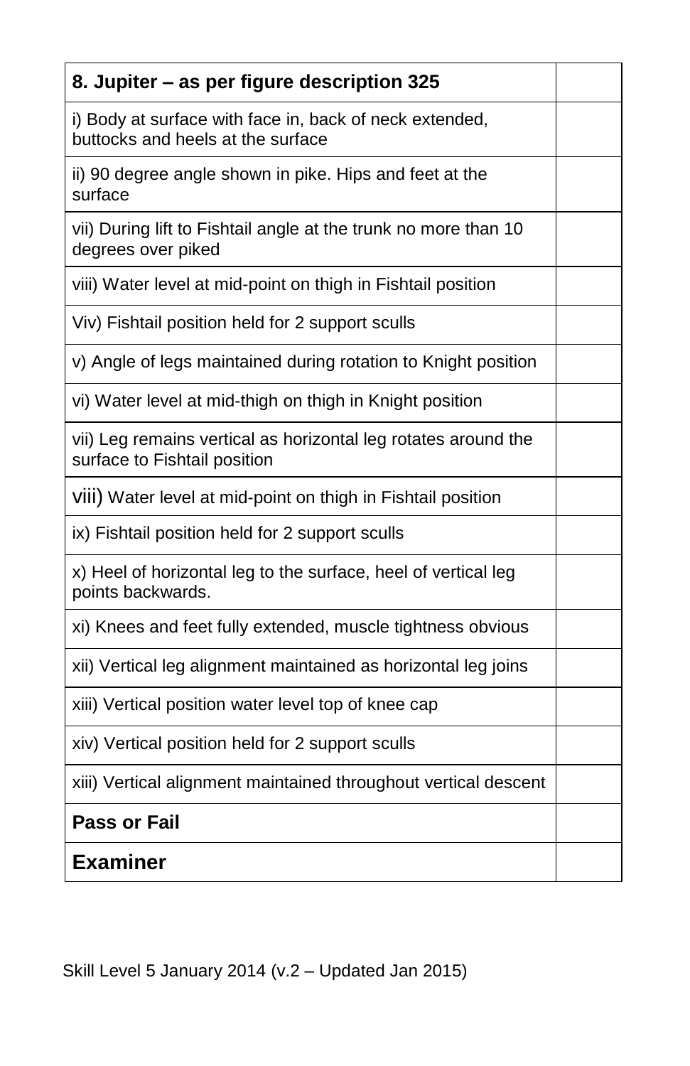| 8. Jupiter – as per figure description 325 | |
|---|---|
| i) Body at surface with face in, back of neck extended, buttocks and heels at the surface | |
| ii) 90 degree angle shown in pike. Hips and feet at the surface | |
| vii) During lift to Fishtail angle at the trunk no more than 10 degrees over piked | |
| viii) Water level at mid-point on thigh in Fishtail position | |
| Viv) Fishtail position held for 2 support sculls | |
| v) Angle of legs maintained during rotation to Knight position | |
| vi) Water level at mid-thigh on thigh in Knight position | |
| vii) Leg remains vertical as horizontal leg rotates around the surface to Fishtail position | |
| viii) Water level at mid-point on thigh in Fishtail position | |
| ix) Fishtail position held for 2 support sculls | |
| x) Heel of horizontal leg to the surface, heel of vertical leg points backwards. | |
| xi) Knees and feet fully extended, muscle tightness obvious | |
| xii) Vertical leg alignment maintained as horizontal leg joins | |
| xiii) Vertical position water level top of knee cap | |
| xiv) Vertical position held for 2 support sculls | |
| xiii) Vertical alignment maintained throughout vertical descent | |
| **Pass or Fail** | |
| **Examiner** | |

Skill Level 5 January 2014 (v.2 – Updated Jan 2015)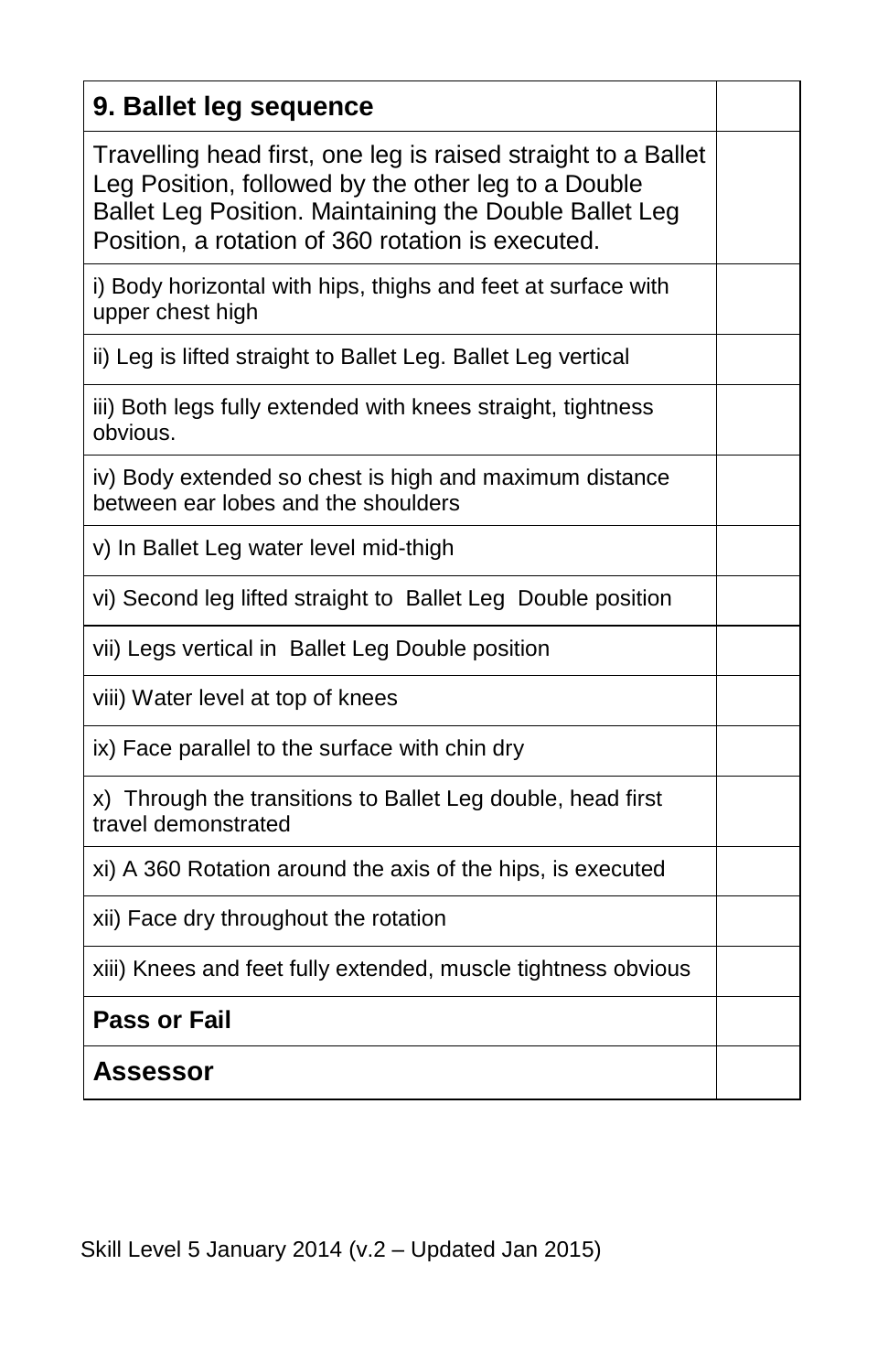| 9. Ballet leg sequence | |
|---|---|
| Travelling head first, one leg is raised straight to a Ballet Leg Position, followed by the other leg to a Double Ballet Leg Position. Maintaining the Double Ballet Leg Position, a rotation of 360 rotation is executed. | |
| i) Body horizontal with hips, thighs and feet at surface with upper chest high | |
| ii) Leg is lifted straight to Ballet Leg. Ballet Leg vertical | |
| iii) Both legs fully extended with knees straight, tightness obvious. | |
| iv) Body extended so chest is high and maximum distance between ear lobes and the shoulders | |
| v) In Ballet Leg water level mid-thigh | |
| vi) Second leg lifted straight to Ballet Leg Double position | |
| vii) Legs vertical in Ballet Leg Double position | |
| viii) Water level at top of knees | |
| ix) Face parallel to the surface with chin dry | |
| x) Through the transitions to Ballet Leg double, head first travel demonstrated | |
| xi) A 360 Rotation around the axis of the hips, is executed | |
| xii) Face dry throughout the rotation | |
| xiii) Knees and feet fully extended, muscle tightness obvious | |
| **Pass or Fail** | |
| **Assessor** | |

Skill Level 5 January 2014 (v.2 – Updated Jan 2015)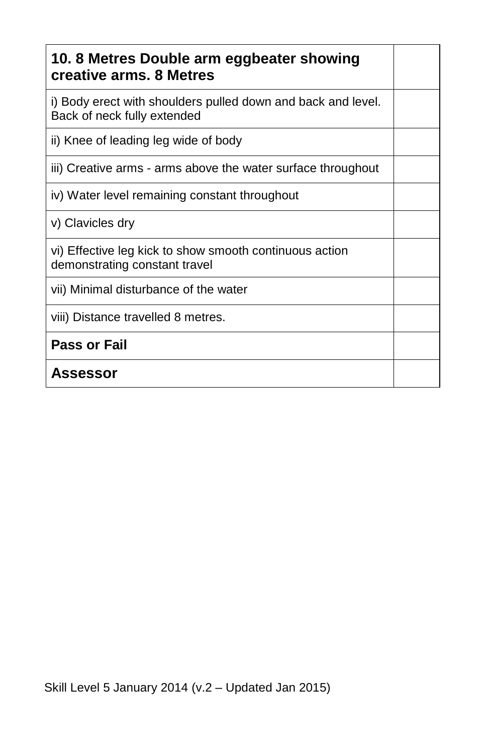| **10. 8 Metres Double arm eggbeater showing creative arms. 8 Metres** | |
|---|---|
| i) Body erect with shoulders pulled down and back and level. Back of neck fully extended | |
| ii) Knee of leading leg wide of body | |
| iii) Creative arms - arms above the water surface throughout | |
| iv) Water level remaining constant throughout | |
| v) Clavicles dry | |
| vi) Effective leg kick to show smooth continuous action demonstrating constant travel | |
| vii) Minimal disturbance of the water | |
| viii) Distance travelled 8 metres. | |
| **Pass or Fail** | |
| **Assessor** | |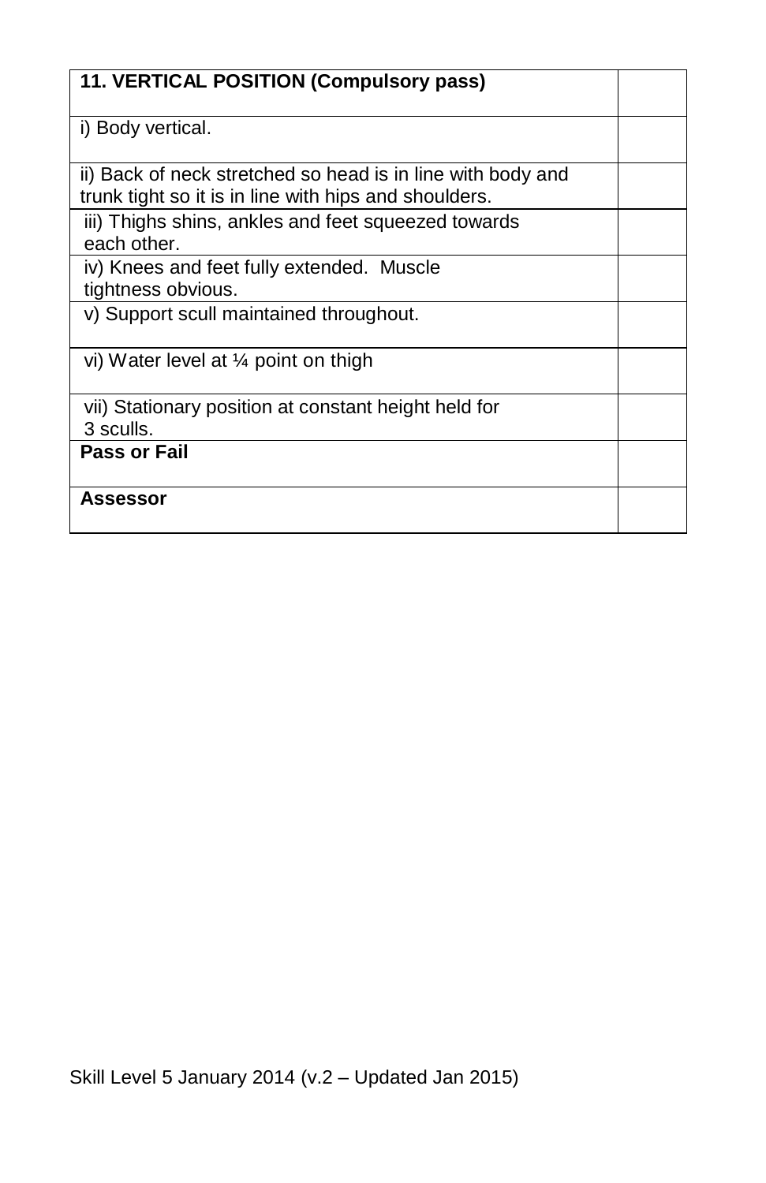| 11. VERTICAL POSITION (Compulsory pass) | |
|---|---|
| i) Body vertical. | |
| ii) Back of neck stretched so head is in line with body and trunk tight so it is in line with hips and shoulders. | |
| iii) Thighs shins, ankles and feet squeezed towards each other. | |
| iv) Knees and feet fully extended. Muscle tightness obvious. | |
| v) Support scull maintained throughout. | |
| vi) Water level at ¼ point on thigh | |
| vii) Stationary position at constant height held for 3 sculls. | |
| **Pass or Fail** | |
| **Assessor** | |